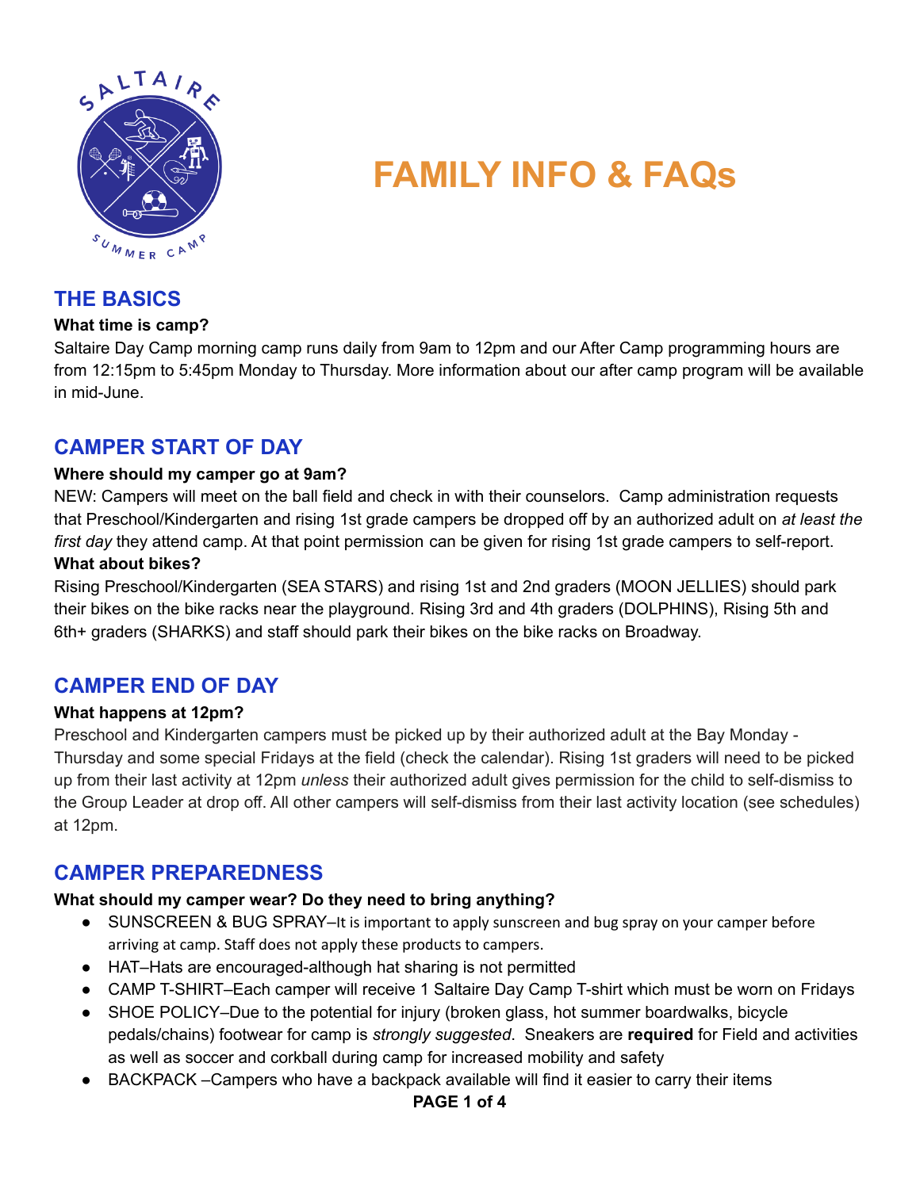# FAMILY INFO & FAQs

## THE BASICS

**What time is camp?**

Saltaire Day Camp morning camp runs daily from 9am to 12pm and our After Camp programming hours are from 12:15pm to 5:45pm Monday to Thursday. More information about our after camp program will be available in mid-June.

## CAMPER START OF DAY

**Where should my camper go at 9am?**

NEW: Campers will meet on the ball field and check in with their counselors. Camp administration requests that Preschool/Kindergarten and rising 1st grade campers be dropped off by an authorized adult on *at least the first day* they attend camp. At that point permission can be given for rising 1st grade campers to self-report.

**What about bikes?**

Rising Preschool/Kindergarten (SEA STARS) and rising 1st and 2nd graders (MOON JELLIES) should park their bikes on the bike racks near the playground. Rising 3rd and 4th graders (DOLPHINS), Rising 5th and 6th+ graders (SHARKS) and staff should park their bikes on the bike racks on Broadway.

## CAMPER END OF DAY

**What happens at 12pm?**

Preschool and Kindergarten campers must be picked up by their authorized adult at the Bay Monday - Thursday and some special Fridays at the field (check the calendar). Rising 1st graders will need to be picked up from their last activity at 12pm *unless* their authorized adult gives permission for the child to self-dismiss to the Group Leader at drop off. All other campers will self-dismiss from their last activity location (see schedules) at 12pm.

## CAMPER PREPAREDNESS

**What should my camper wear? Do they need to bring anything?**

- SUNSCREEN & BUG SPRAY–It is important to apply sunscreen and bug spray on your camper before arriving at camp. Staff does not apply these products to campers.
- HAT–Hats are encouraged-although hat sharing is not permitted
- CAMP T-SHIRT–Each camper will receive 1 Saltaire Day Camp T-shirt which must be worn on Fridays
- SHOE POLICY–Due to the potential for injury (broken glass, hot summer boardwalks, bicycle pedals/chains) footwear for camp is *strongly suggested*. Sneakers are **required** for Field and activities as well as soccer and corkball during camp for increased mobility and safety
- BACKPACK –Campers who have a backpack available will find it easier to carry their items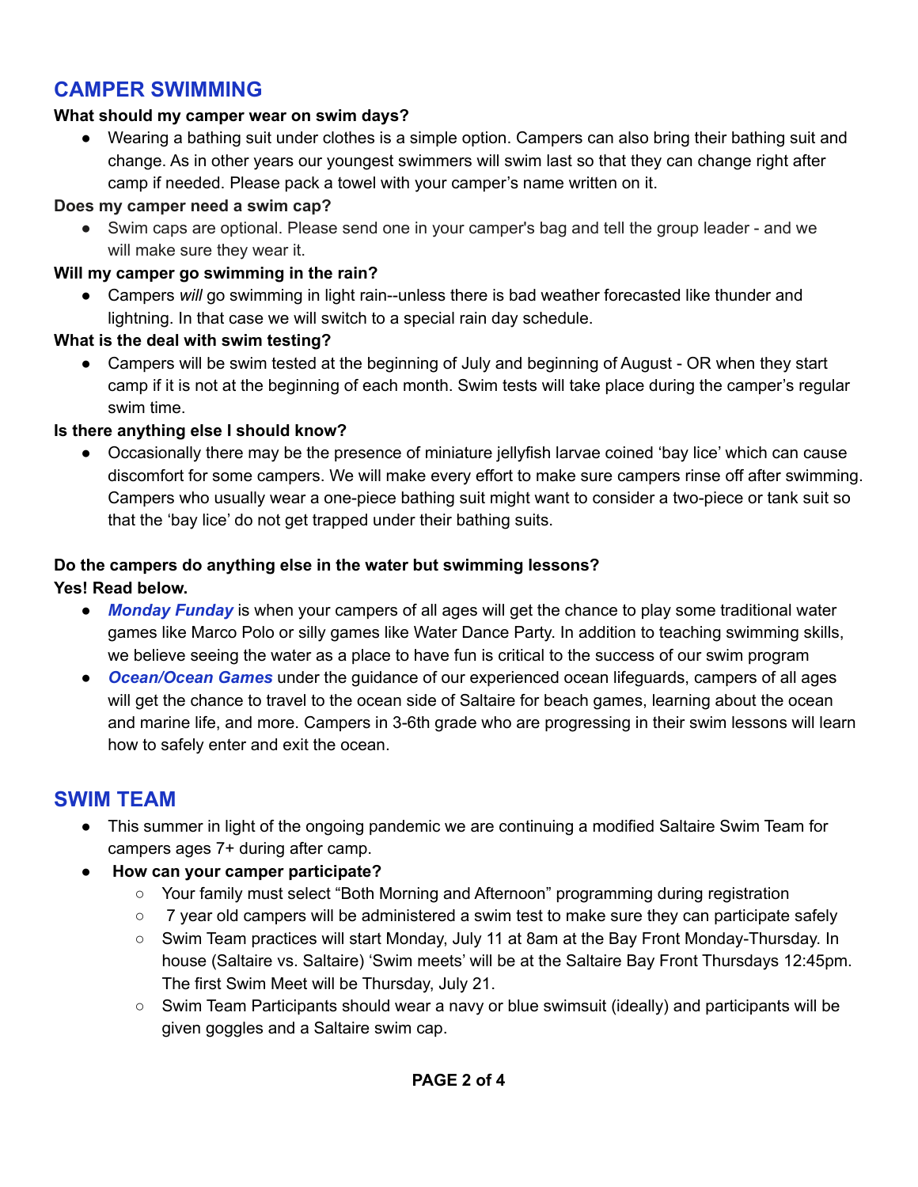## CAMPER SWIMMING

**What should my camper wear on swim days?**

- Wearing a bathing suit under clothes is a simple option. Campers can also bring their bathing suit and change. As in other years our youngest swimmers will swim last so that they can change right after camp if needed. Please pack a towel with your camper's name written on it.

**Does my camper need a swim cap?**

- Swim caps are optional. Please send one in your camper's bag and tell the group leader - and we will make sure they wear it.

**Will my camper go swimming in the rain?**

- Campers *will* go swimming in light rain--unless there is bad weather forecasted like thunder and lightning. In that case we will switch to a special rain day schedule.

**What is the deal with swim testing?**

- Campers will be swim tested at the beginning of July and beginning of August - OR when they start camp if it is not at the beginning of each month. Swim tests will take place during the camper's regular swim time.

**Is there anything else I should know?**

- Occasionally there may be the presence of miniature jellyfish larvae coined 'bay lice' which can cause discomfort for some campers. We will make every effort to make sure campers rinse off after swimming. Campers who usually wear a one-piece bathing suit might want to consider a two-piece or tank suit so that the 'bay lice' do not get trapped under their bathing suits.

**Do the campers do anything else in the water but swimming lessons?**
**Yes! Read below.**

- ***Monday Funday*** is when your campers of all ages will get the chance to play some traditional water games like Marco Polo or silly games like Water Dance Party. In addition to teaching swimming skills, we believe seeing the water as a place to have fun is critical to the success of our swim program
- ***Ocean/Ocean Games*** under the guidance of our experienced ocean lifeguards, campers of all ages will get the chance to travel to the ocean side of Saltaire for beach games, learning about the ocean and marine life, and more. Campers in 3-6th grade who are progressing in their swim lessons will learn how to safely enter and exit the ocean.

## SWIM TEAM

- This summer in light of the ongoing pandemic we are continuing a modified Saltaire Swim Team for campers ages 7+ during after camp.
- **How can your camper participate?**
  - Your family must select "Both Morning and Afternoon" programming during registration
  - 7 year old campers will be administered a swim test to make sure they can participate safely
  - Swim Team practices will start Monday, July 11 at 8am at the Bay Front Monday-Thursday. In house (Saltaire vs. Saltaire) 'Swim meets' will be at the Saltaire Bay Front Thursdays 12:45pm. The first Swim Meet will be Thursday, July 21.
  - Swim Team Participants should wear a navy or blue swimsuit (ideally) and participants will be given goggles and a Saltaire swim cap.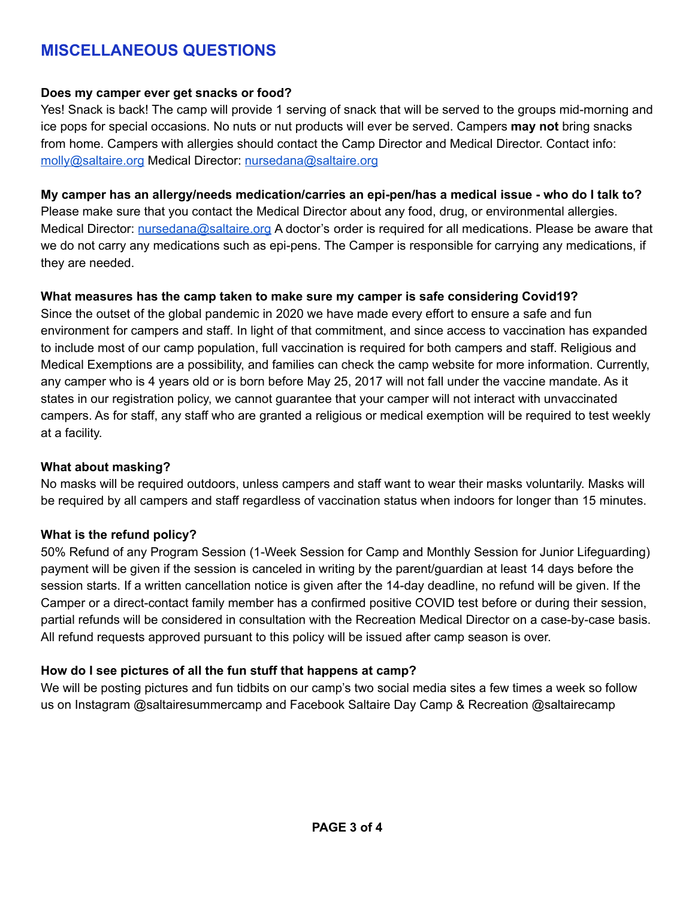## MISCELLANEOUS QUESTIONS

**Does my camper ever get snacks or food?**
Yes! Snack is back! The camp will provide 1 serving of snack that will be served to the groups mid-morning and ice pops for special occasions. No nuts or nut products will ever be served. Campers **may not** bring snacks from home. Campers with allergies should contact the Camp Director and Medical Director. Contact info: [molly@saltaire.org](mailto:molly@saltaire.org) Medical Director: [nursedana@saltaire.org](mailto:nursedana@saltaire.org)

**My camper has an allergy/needs medication/carries an epi-pen/has a medical issue - who do I talk to?**
Please make sure that you contact the Medical Director about any food, drug, or environmental allergies. Medical Director: [nursedana@saltaire.org](mailto:nursedana@saltaire.org) A doctor's order is required for all medications. Please be aware that we do not carry any medications such as epi-pens. The Camper is responsible for carrying any medications, if they are needed.

**What measures has the camp taken to make sure my camper is safe considering Covid19?**
Since the outset of the global pandemic in 2020 we have made every effort to ensure a safe and fun environment for campers and staff. In light of that commitment, and since access to vaccination has expanded to include most of our camp population, full vaccination is required for both campers and staff. Religious and Medical Exemptions are a possibility, and families can check the camp website for more information. Currently, any camper who is 4 years old or is born before May 25, 2017 will not fall under the vaccine mandate. As it states in our registration policy, we cannot guarantee that your camper will not interact with unvaccinated campers. As for staff, any staff who are granted a religious or medical exemption will be required to test weekly at a facility.

**What about masking?**
No masks will be required outdoors, unless campers and staff want to wear their masks voluntarily. Masks will be required by all campers and staff regardless of vaccination status when indoors for longer than 15 minutes.

**What is the refund policy?**
50% Refund of any Program Session (1-Week Session for Camp and Monthly Session for Junior Lifeguarding) payment will be given if the session is canceled in writing by the parent/guardian at least 14 days before the session starts. If a written cancellation notice is given after the 14-day deadline, no refund will be given. If the Camper or a direct-contact family member has a confirmed positive COVID test before or during their session, partial refunds will be considered in consultation with the Recreation Medical Director on a case-by-case basis. All refund requests approved pursuant to this policy will be issued after camp season is over.

**How do I see pictures of all the fun stuff that happens at camp?**
We will be posting pictures and fun tidbits on our camp's two social media sites a few times a week so follow us on Instagram @saltairesummercamp and Facebook Saltaire Day Camp & Recreation @saltairecamp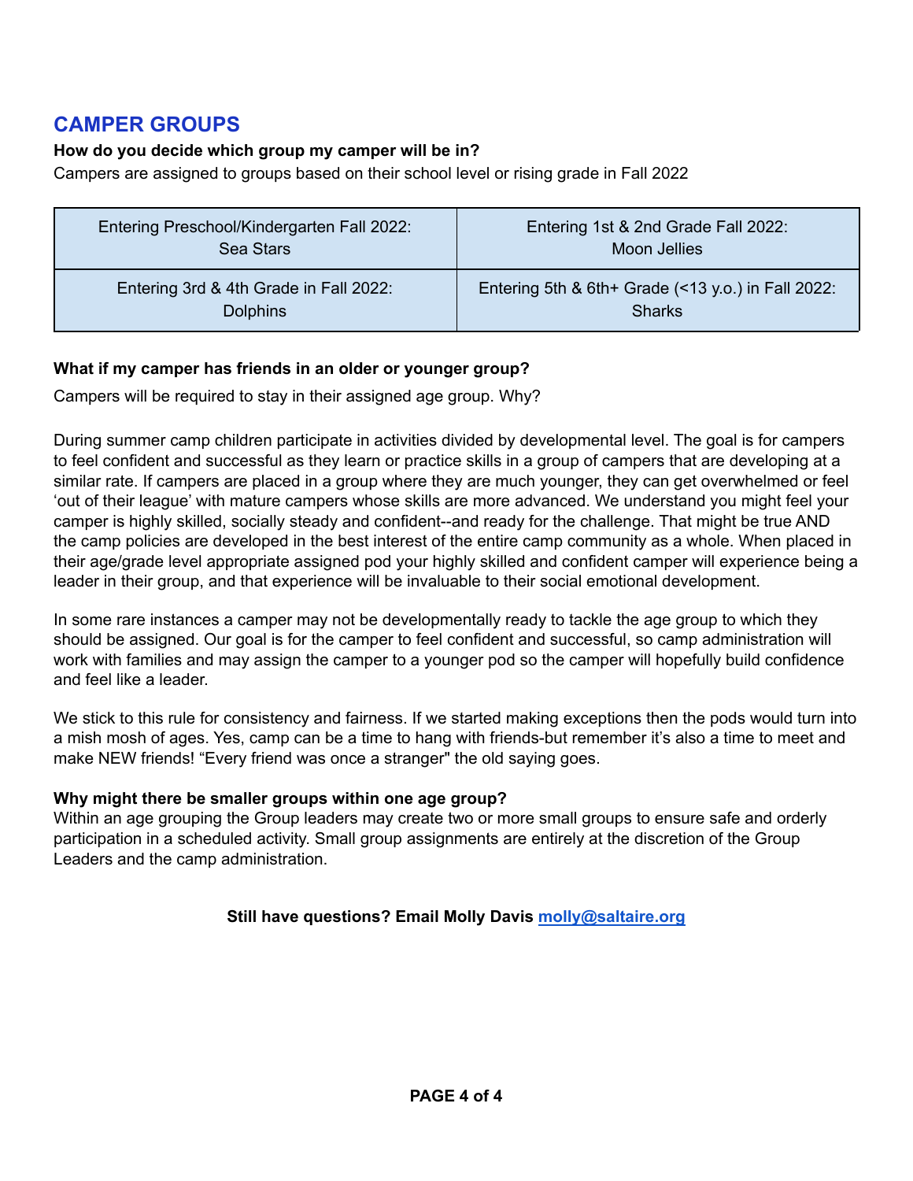## CAMPER GROUPS

**How do you decide which group my camper will be in?**

Campers are assigned to groups based on their school level or rising grade in Fall 2022

| | |
|---|---|
| Entering Preschool/Kindergarten Fall 2022: Sea Stars | Entering 1st & 2nd Grade Fall 2022: Moon Jellies |
| Entering 3rd & 4th Grade in Fall 2022: Dolphins | Entering 5th & 6th+ Grade (<13 y.o.) in Fall 2022: Sharks |

**What if my camper has friends in an older or younger group?**

Campers will be required to stay in their assigned age group. Why?

During summer camp children participate in activities divided by developmental level. The goal is for campers to feel confident and successful as they learn or practice skills in a group of campers that are developing at a similar rate. If campers are placed in a group where they are much younger, they can get overwhelmed or feel 'out of their league' with mature campers whose skills are more advanced. We understand you might feel your camper is highly skilled, socially steady and confident--and ready for the challenge. That might be true AND the camp policies are developed in the best interest of the entire camp community as a whole. When placed in their age/grade level appropriate assigned pod your highly skilled and confident camper will experience being a leader in their group, and that experience will be invaluable to their social emotional development.

In some rare instances a camper may not be developmentally ready to tackle the age group to which they should be assigned. Our goal is for the camper to feel confident and successful, so camp administration will work with families and may assign the camper to a younger pod so the camper will hopefully build confidence and feel like a leader.

We stick to this rule for consistency and fairness. If we started making exceptions then the pods would turn into a mish mosh of ages. Yes, camp can be a time to hang with friends-but remember it's also a time to meet and make NEW friends! "Every friend was once a stranger" the old saying goes.

**Why might there be smaller groups within one age group?**

Within an age grouping the Group leaders may create two or more small groups to ensure safe and orderly participation in a scheduled activity. Small group assignments are entirely at the discretion of the Group Leaders and the camp administration.

**Still have questions? Email Molly Davis [molly@saltaire.org](mailto:molly@saltaire.org)**